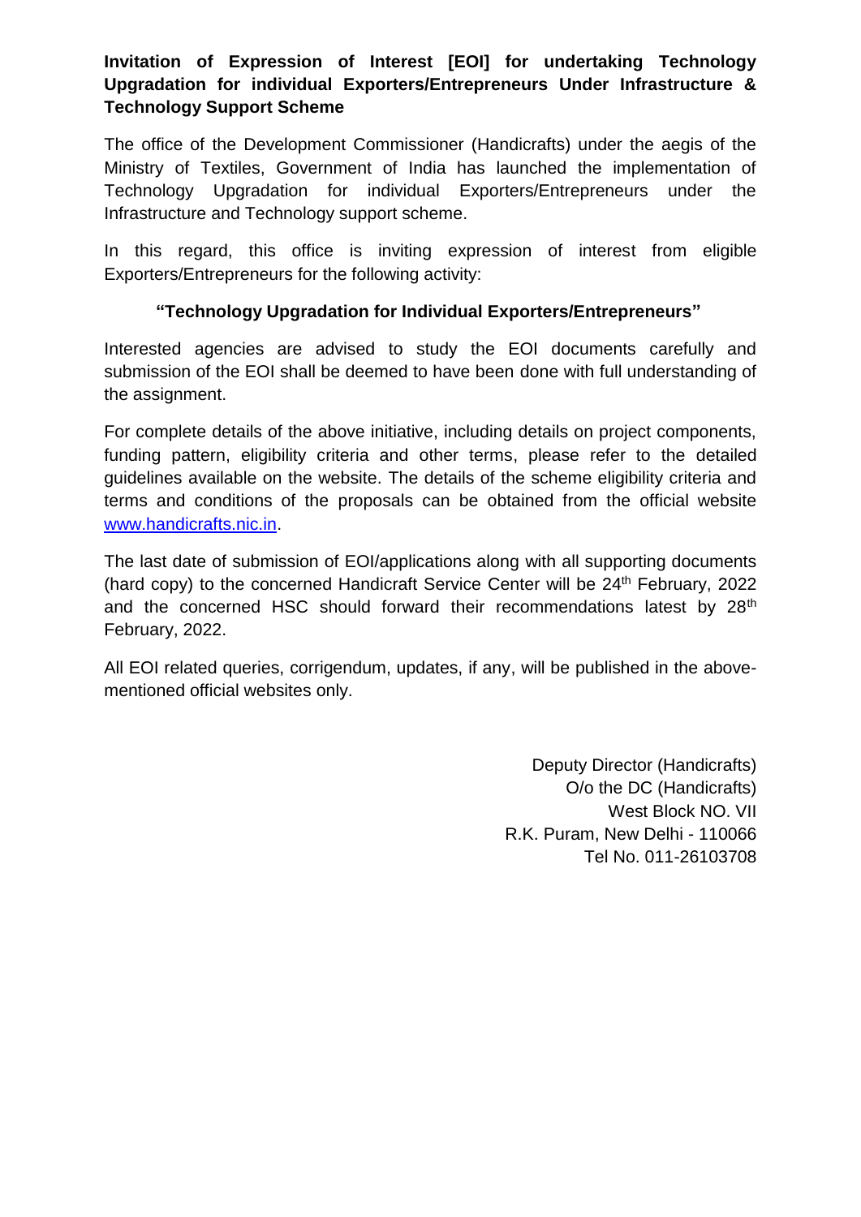**Invitation of Expression of Interest [EOI] for undertaking Technology Upgradation for individual Exporters/Entrepreneurs Under Infrastructure & Technology Support Scheme**

The office of the Development Commissioner (Handicrafts) under the aegis of the Ministry of Textiles, Government of India has launched the implementation of Technology Upgradation for individual Exporters/Entrepreneurs under the Infrastructure and Technology support scheme.

In this regard, this office is inviting expression of interest from eligible Exporters/Entrepreneurs for the following activity:

**"Technology Upgradation for Individual Exporters/Entrepreneurs"**

Interested agencies are advised to study the EOI documents carefully and submission of the EOI shall be deemed to have been done with full understanding of the assignment.

For complete details of the above initiative, including details on project components, funding pattern, eligibility criteria and other terms, please refer to the detailed guidelines available on the website. The details of the scheme eligibility criteria and terms and conditions of the proposals can be obtained from the official website www.handicrafts.nic.in.

The last date of submission of EOI/applications along with all supporting documents (hard copy) to the concerned Handicraft Service Center will be 24th February, 2022 and the concerned HSC should forward their recommendations latest by 28th February, 2022.

All EOI related queries, corrigendum, updates, if any, will be published in the above-mentioned official websites only.

Deputy Director (Handicrafts)
O/o the DC (Handicrafts)
West Block NO. VII
R.K. Puram, New Delhi - 110066
Tel No. 011-26103708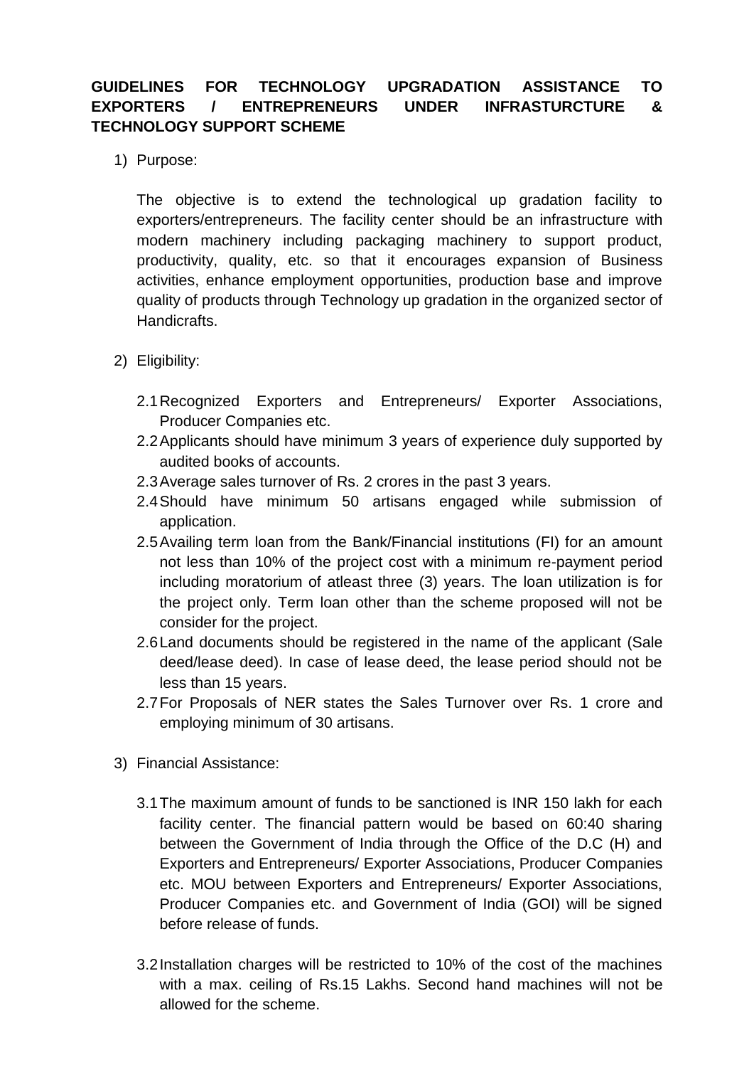**GUIDELINES FOR TECHNOLOGY UPGRADATION ASSISTANCE TO EXPORTERS / ENTREPRENEURS UNDER INFRASTURCTURE & TECHNOLOGY SUPPORT SCHEME**

1) Purpose:

   The objective is to extend the technological up gradation facility to exporters/entrepreneurs. The facility center should be an infrastructure with modern machinery including packaging machinery to support product, productivity, quality, etc. so that it encourages expansion of Business activities, enhance employment opportunities, production base and improve quality of products through Technology up gradation in the organized sector of Handicrafts.

2) Eligibility:

   2.1 Recognized Exporters and Entrepreneurs/ Exporter Associations, Producer Companies etc.

   2.2 Applicants should have minimum 3 years of experience duly supported by audited books of accounts.

   2.3 Average sales turnover of Rs. 2 crores in the past 3 years.

   2.4 Should have minimum 50 artisans engaged while submission of application.

   2.5 Availing term loan from the Bank/Financial institutions (FI) for an amount not less than 10% of the project cost with a minimum re-payment period including moratorium of atleast three (3) years. The loan utilization is for the project only. Term loan other than the scheme proposed will not be consider for the project.

   2.6 Land documents should be registered in the name of the applicant (Sale deed/lease deed). In case of lease deed, the lease period should not be less than 15 years.

   2.7 For Proposals of NER states the Sales Turnover over Rs. 1 crore and employing minimum of 30 artisans.

3) Financial Assistance:

   3.1 The maximum amount of funds to be sanctioned is INR 150 lakh for each facility center. The financial pattern would be based on 60:40 sharing between the Government of India through the Office of the D.C (H) and Exporters and Entrepreneurs/ Exporter Associations, Producer Companies etc. MOU between Exporters and Entrepreneurs/ Exporter Associations, Producer Companies etc. and Government of India (GOI) will be signed before release of funds.

   3.2 Installation charges will be restricted to 10% of the cost of the machines with a max. ceiling of Rs.15 Lakhs. Second hand machines will not be allowed for the scheme.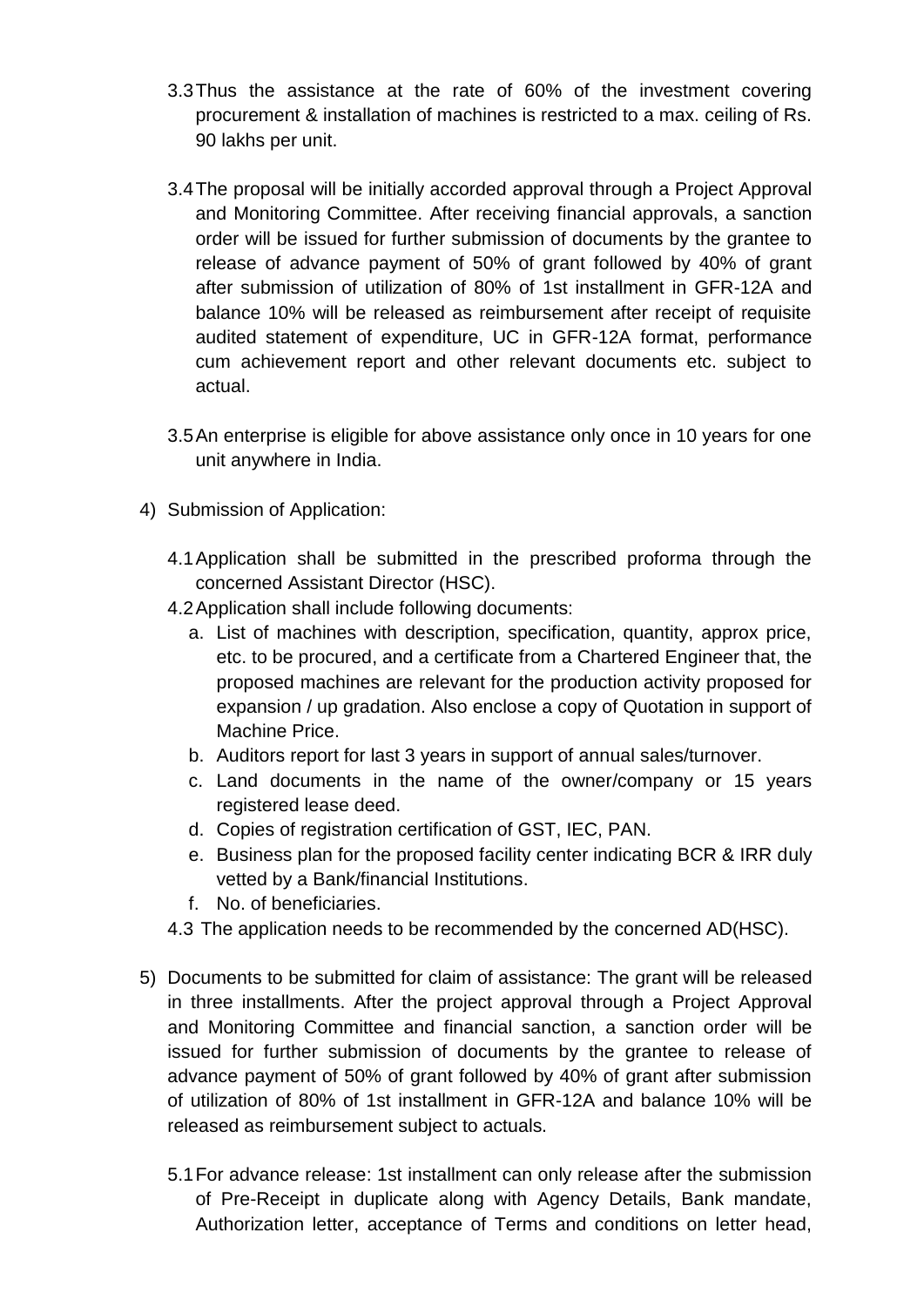3.3 Thus the assistance at the rate of 60% of the investment covering procurement & installation of machines is restricted to a max. ceiling of Rs. 90 lakhs per unit.

3.4 The proposal will be initially accorded approval through a Project Approval and Monitoring Committee. After receiving financial approvals, a sanction order will be issued for further submission of documents by the grantee to release of advance payment of 50% of grant followed by 40% of grant after submission of utilization of 80% of 1st installment in GFR-12A and balance 10% will be released as reimbursement after receipt of requisite audited statement of expenditure, UC in GFR-12A format, performance cum achievement report and other relevant documents etc. subject to actual.

3.5 An enterprise is eligible for above assistance only once in 10 years for one unit anywhere in India.

4) Submission of Application:

4.1 Application shall be submitted in the prescribed proforma through the concerned Assistant Director (HSC).

4.2 Application shall include following documents:

a. List of machines with description, specification, quantity, approx price, etc. to be procured, and a certificate from a Chartered Engineer that, the proposed machines are relevant for the production activity proposed for expansion / up gradation. Also enclose a copy of Quotation in support of Machine Price.
b. Auditors report for last 3 years in support of annual sales/turnover.
c. Land documents in the name of the owner/company or 15 years registered lease deed.
d. Copies of registration certification of GST, IEC, PAN.
e. Business plan for the proposed facility center indicating BCR & IRR duly vetted by a Bank/financial Institutions.
f. No. of beneficiaries.

4.3 The application needs to be recommended by the concerned AD(HSC).

5) Documents to be submitted for claim of assistance: The grant will be released in three installments. After the project approval through a Project Approval and Monitoring Committee and financial sanction, a sanction order will be issued for further submission of documents by the grantee to release of advance payment of 50% of grant followed by 40% of grant after submission of utilization of 80% of 1st installment in GFR-12A and balance 10% will be released as reimbursement subject to actuals.

5.1 For advance release: 1st installment can only release after the submission of Pre-Receipt in duplicate along with Agency Details, Bank mandate, Authorization letter, acceptance of Terms and conditions on letter head,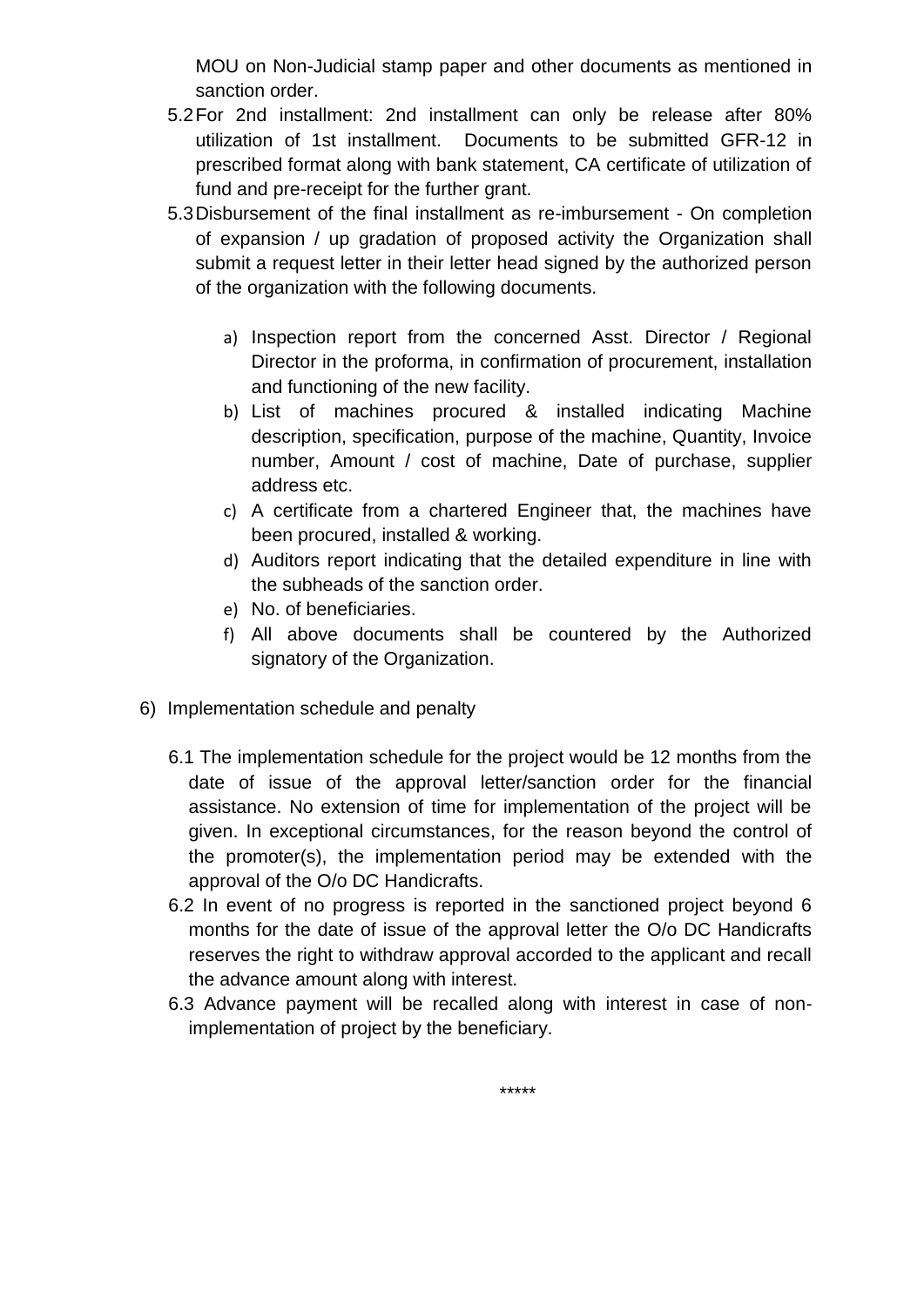MOU on Non-Judicial stamp paper and other documents as mentioned in sanction order.

5.2 For 2nd installment: 2nd installment can only be release after 80% utilization of 1st installment. Documents to be submitted GFR-12 in prescribed format along with bank statement, CA certificate of utilization of fund and pre-receipt for the further grant.

5.3 Disbursement of the final installment as re-imbursement - On completion of expansion / up gradation of proposed activity the Organization shall submit a request letter in their letter head signed by the authorized person of the organization with the following documents.

   a) Inspection report from the concerned Asst. Director / Regional Director in the proforma, in confirmation of procurement, installation and functioning of the new facility.
   b) List of machines procured & installed indicating Machine description, specification, purpose of the machine, Quantity, Invoice number, Amount / cost of machine, Date of purchase, supplier address etc.
   c) A certificate from a chartered Engineer that, the machines have been procured, installed & working.
   d) Auditors report indicating that the detailed expenditure in line with the subheads of the sanction order.
   e) No. of beneficiaries.
   f) All above documents shall be countered by the Authorized signatory of the Organization.

6) Implementation schedule and penalty

6.1 The implementation schedule for the project would be 12 months from the date of issue of the approval letter/sanction order for the financial assistance. No extension of time for implementation of the project will be given. In exceptional circumstances, for the reason beyond the control of the promoter(s), the implementation period may be extended with the approval of the O/o DC Handicrafts.

6.2 In event of no progress is reported in the sanctioned project beyond 6 months for the date of issue of the approval letter the O/o DC Handicrafts reserves the right to withdraw approval accorded to the applicant and recall the advance amount along with interest.

6.3 Advance payment will be recalled along with interest in case of non-implementation of project by the beneficiary.

*****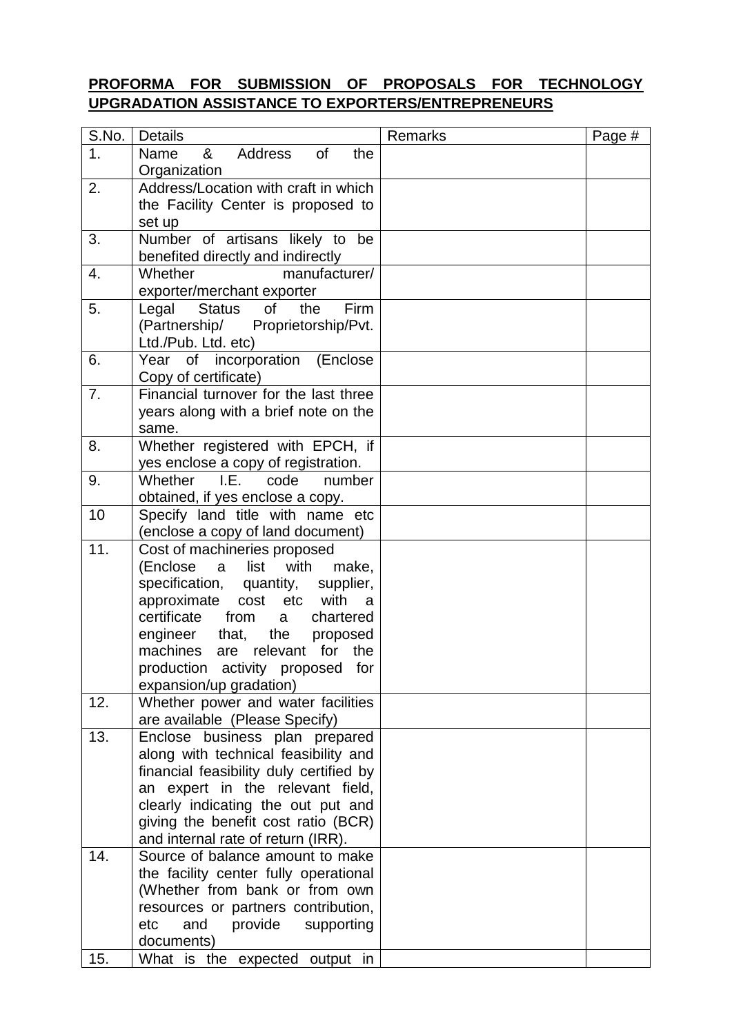**PROFORMA FOR SUBMISSION OF PROPOSALS FOR TECHNOLOGY UPGRADATION ASSISTANCE TO EXPORTERS/ENTREPRENEURS**

| S.No. | Details | Remarks | Page # |
|---|---|---|---|
| 1. | Name & Address of the Organization | | |
| 2. | Address/Location with craft in which the Facility Center is proposed to set up | | |
| 3. | Number of artisans likely to be benefited directly and indirectly | | |
| 4. | Whether manufacturer/ exporter/merchant exporter | | |
| 5. | Legal Status of the Firm (Partnership/ Proprietorship/Pvt. Ltd./Pub. Ltd. etc) | | |
| 6. | Year of incorporation (Enclose Copy of certificate) | | |
| 7. | Financial turnover for the last three years along with a brief note on the same. | | |
| 8. | Whether registered with EPCH, if yes enclose a copy of registration. | | |
| 9. | Whether I.E. code number obtained, if yes enclose a copy. | | |
| 10 | Specify land title with name etc (enclose a copy of land document) | | |
| 11. | Cost of machineries proposed (Enclose a list with make, specification, quantity, supplier, approximate cost etc with a certificate from a chartered engineer that, the proposed machines are relevant for the production activity proposed for expansion/up gradation) | | |
| 12. | Whether power and water facilities are available (Please Specify) | | |
| 13. | Enclose business plan prepared along with technical feasibility and financial feasibility duly certified by an expert in the relevant field, clearly indicating the out put and giving the benefit cost ratio (BCR) and internal rate of return (IRR). | | |
| 14. | Source of balance amount to make the facility center fully operational (Whether from bank or from own resources or partners contribution, etc and provide supporting documents) | | |
| 15. | What is the expected output in | | |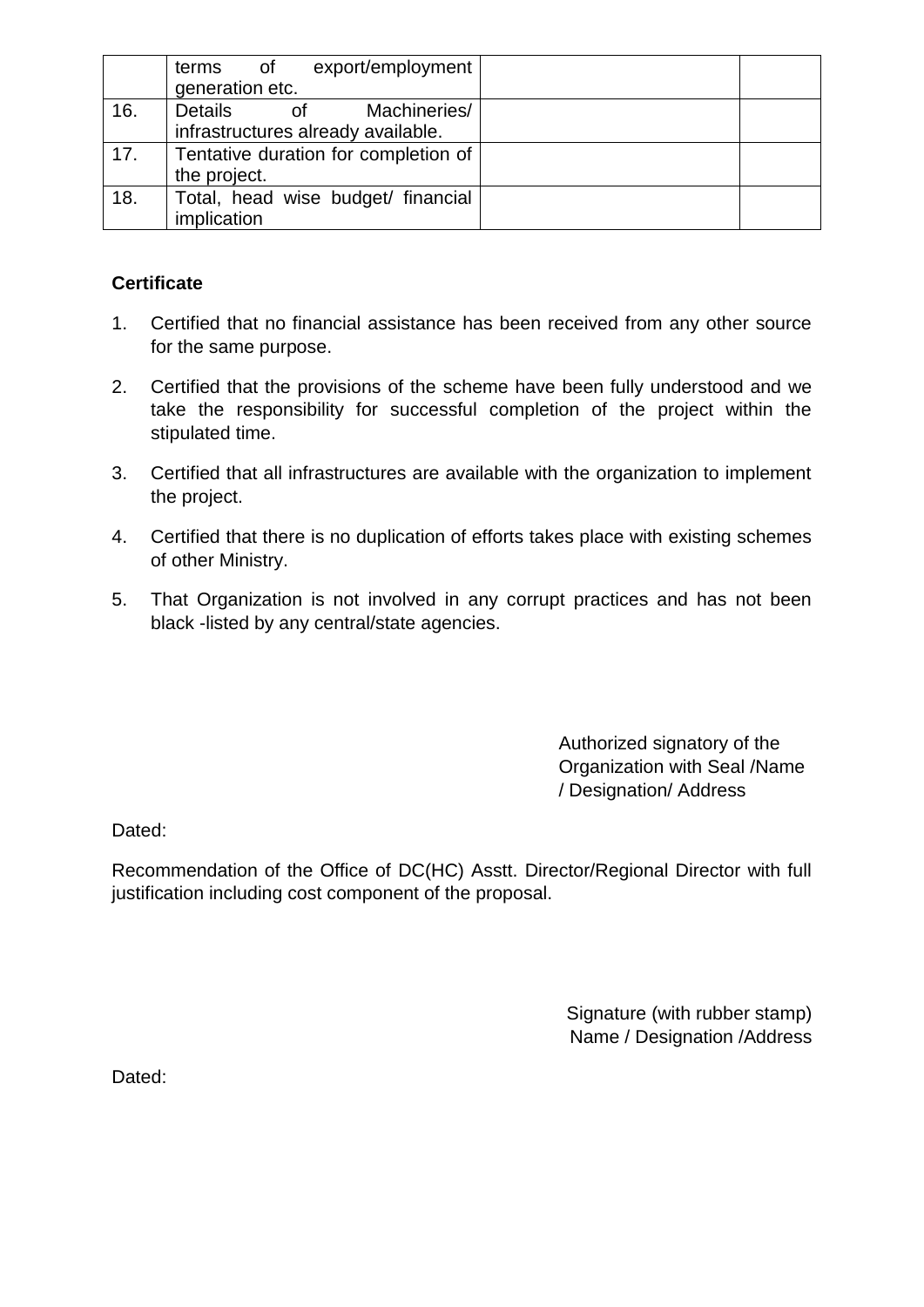| | | | |
|---|---|---|---|
| | terms of export/employment generation etc. | | |
| 16. | Details of Machineries/ infrastructures already available. | | |
| 17. | Tentative duration for completion of the project. | | |
| 18. | Total, head wise budget/ financial implication | | |

**Certificate**

1. Certified that no financial assistance has been received from any other source for the same purpose.
2. Certified that the provisions of the scheme have been fully understood and we take the responsibility for successful completion of the project within the stipulated time.
3. Certified that all infrastructures are available with the organization to implement the project.
4. Certified that there is no duplication of efforts takes place with existing schemes of other Ministry.
5. That Organization is not involved in any corrupt practices and has not been black -listed by any central/state agencies.

Authorized signatory of the Organization with Seal /Name / Designation/ Address

Dated:

Recommendation of the Office of DC(HC) Asstt. Director/Regional Director with full justification including cost component of the proposal.

Signature (with rubber stamp)
Name / Designation /Address

Dated: